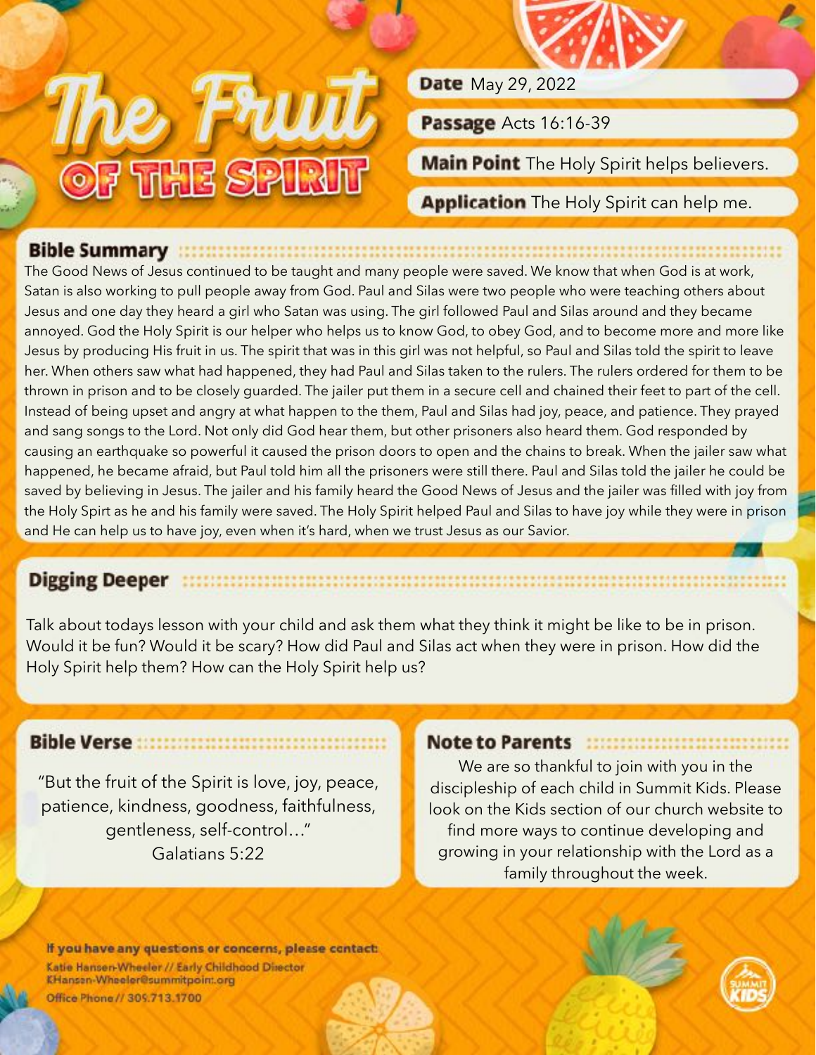# The Fruit OF THE SPIRIT

**Date** May 29, 2022

**Passage** Acts 16:16-39

**Main Point** The Holy Spirit helps believers.

**Application** The Holy Spirit can help me.

## Bible Summary

The Good News of Jesus continued to be taught and many people were saved. We know that when God is at work, Satan is also working to pull people away from God. Paul and Silas were two people who were teaching others about Jesus and one day they heard a girl who Satan was using. The girl followed Paul and Silas around and they became annoyed. God the Holy Spirit is our helper who helps us to know God, to obey God, and to become more and more like Jesus by producing His fruit in us. The spirit that was in this girl was not helpful, so Paul and Silas told the spirit to leave her. When others saw what had happened, they had Paul and Silas taken to the rulers. The rulers ordered for them to be thrown in prison and to be closely guarded. The jailer put them in a secure cell and chained their feet to part of the cell. Instead of being upset and angry at what happen to the them, Paul and Silas had joy, peace, and patience. They prayed and sang songs to the Lord. Not only did God hear them, but other prisoners also heard them. God responded by causing an earthquake so powerful it caused the prison doors to open and the chains to break. When the jailer saw what happened, he became afraid, but Paul told him all the prisoners were still there. Paul and Silas told the jailer he could be saved by believing in Jesus. The jailer and his family heard the Good News of Jesus and the jailer was filled with joy from the Holy Spirt as he and his family were saved. The Holy Spirit helped Paul and Silas to have joy while they were in prison and He can help us to have joy, even when it's hard, when we trust Jesus as our Savior.

## Digging Deeper

Talk about todays lesson with your child and ask them what they think it might be like to be in prison. Would it be fun? Would it be scary? How did Paul and Silas act when they were in prison. How did the Holy Spirit help them? How can the Holy Spirit help us?

## Bible Verse

"But the fruit of the Spirit is love, joy, peace, patience, kindness, goodness, faithfulness, gentleness, self-control…"
Galatians 5:22

## Note to Parents

We are so thankful to join with you in the discipleship of each child in Summit Kids. Please look on the Kids section of our church website to find more ways to continue developing and growing in your relationship with the Lord as a family throughout the week.

**If you have any questions or concerns, please contact:**

Katie Hansen-Wheeler // Early Childhood Director
KHansen-Wheeler@summitpoint.org
Office Phone // 309.713.1700

SUMMIT KIDS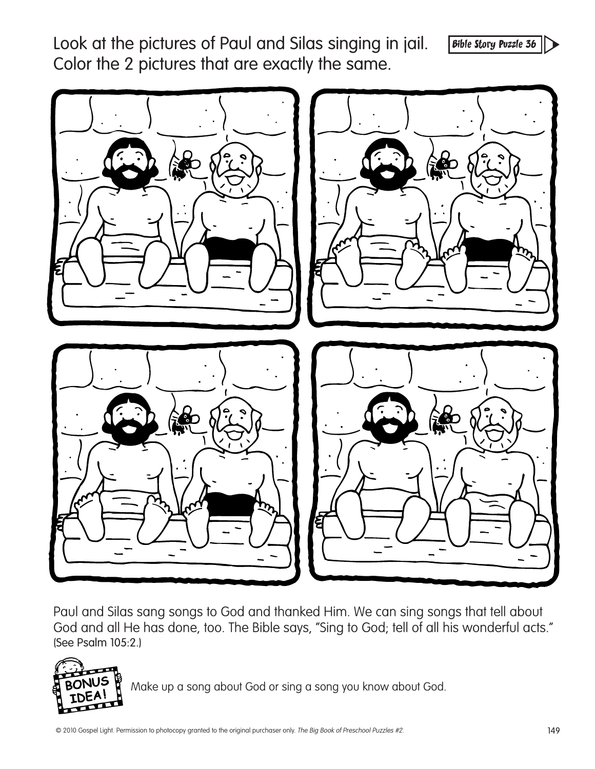Look at the pictures of Paul and Silas singing in jail. Color the 2 pictures that are exactly the same.

*Bible Story Puzzle 36*

Paul and Silas sang songs to God and thanked Him. We can sing songs that tell about God and all He has done, too. The Bible says, "Sing to God; tell of all his wonderful acts." (See Psalm 105:2.)

**BONUS IDEA!** Make up a song about God or sing a song you know about God.

© 2010 Gospel Light. Permission to photocopy granted to the original purchaser only. *The Big Book of Preschool Puzzles #2.*